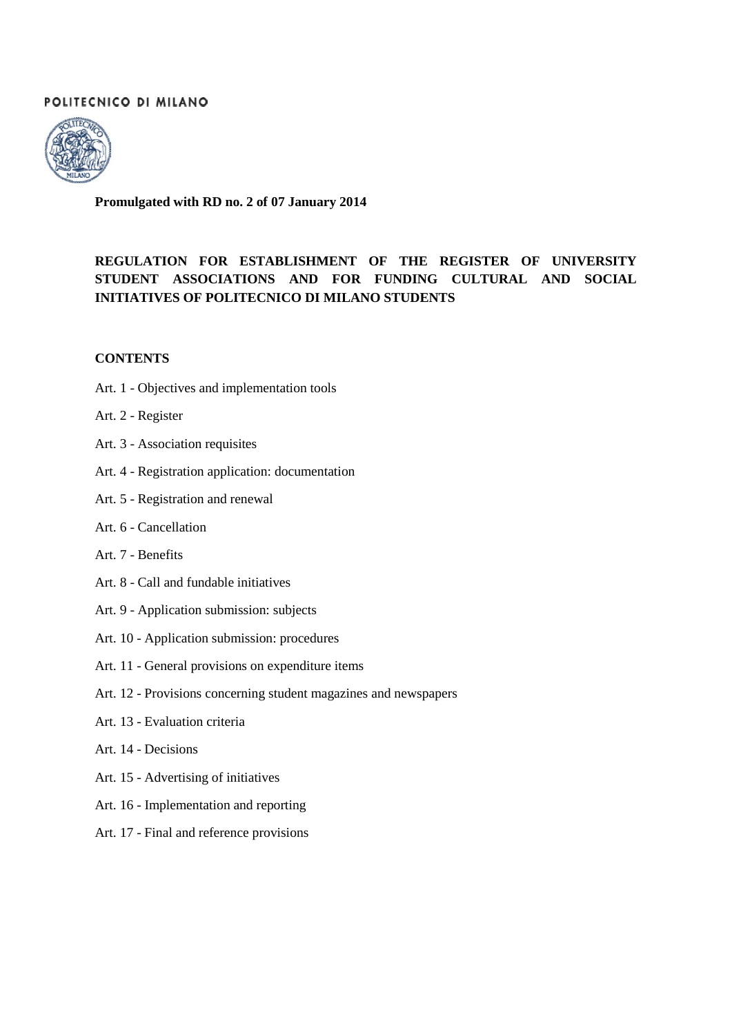POLITECNICO DI MILANO

**Promulgated with RD no. 2 of 07 January 2014**

# REGULATION FOR ESTABLISHMENT OF THE REGISTER OF UNIVERSITY STUDENT ASSOCIATIONS AND FOR FUNDING CULTURAL AND SOCIAL INITIATIVES OF POLITECNICO DI MILANO STUDENTS

## CONTENTS

Art. 1 - Objectives and implementation tools

Art. 2 - Register

Art. 3 - Association requisites

Art. 4 - Registration application: documentation

Art. 5 - Registration and renewal

Art. 6 - Cancellation

Art. 7 - Benefits

Art. 8 - Call and fundable initiatives

Art. 9 - Application submission: subjects

Art. 10 - Application submission: procedures

Art. 11 - General provisions on expenditure items

Art. 12 - Provisions concerning student magazines and newspapers

Art. 13 - Evaluation criteria

Art. 14 - Decisions

Art. 15 - Advertising of initiatives

Art. 16 - Implementation and reporting

Art. 17 - Final and reference provisions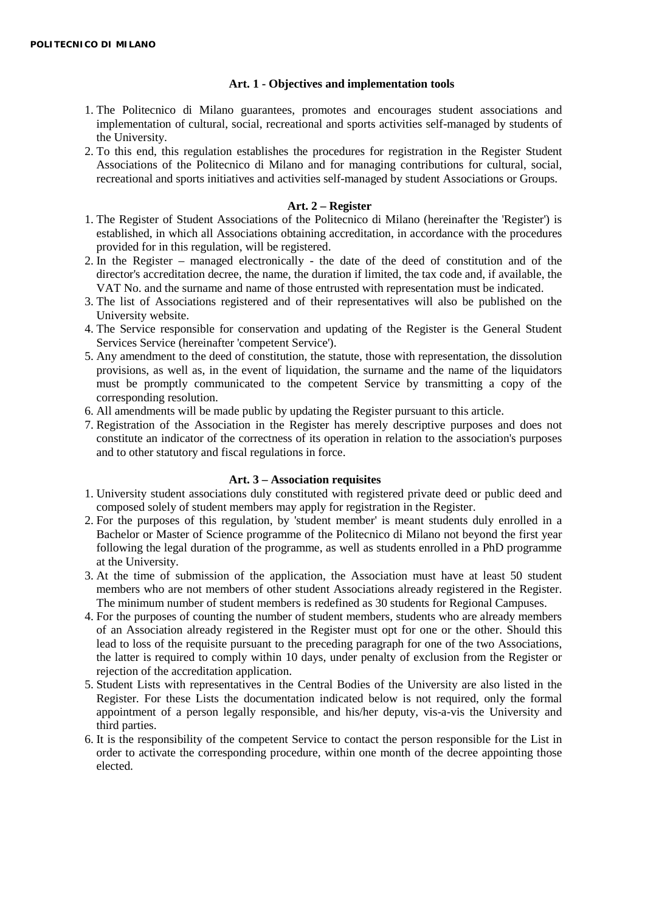### Art. 1 - Objectives and implementation tools

1. The Politecnico di Milano guarantees, promotes and encourages student associations and implementation of cultural, social, recreational and sports activities self-managed by students of the University.
2. To this end, this regulation establishes the procedures for registration in the Register Student Associations of the Politecnico di Milano and for managing contributions for cultural, social, recreational and sports initiatives and activities self-managed by student Associations or Groups.

### Art. 2 – Register

1. The Register of Student Associations of the Politecnico di Milano (hereinafter the 'Register') is established, in which all Associations obtaining accreditation, in accordance with the procedures provided for in this regulation, will be registered.
2. In the Register – managed electronically - the date of the deed of constitution and of the director's accreditation decree, the name, the duration if limited, the tax code and, if available, the VAT No. and the surname and name of those entrusted with representation must be indicated.
3. The list of Associations registered and of their representatives will also be published on the University website.
4. The Service responsible for conservation and updating of the Register is the General Student Services Service (hereinafter 'competent Service').
5. Any amendment to the deed of constitution, the statute, those with representation, the dissolution provisions, as well as, in the event of liquidation, the surname and the name of the liquidators must be promptly communicated to the competent Service by transmitting a copy of the corresponding resolution.
6. All amendments will be made public by updating the Register pursuant to this article.
7. Registration of the Association in the Register has merely descriptive purposes and does not constitute an indicator of the correctness of its operation in relation to the association's purposes and to other statutory and fiscal regulations in force.

### Art. 3 – Association requisites

1. University student associations duly constituted with registered private deed or public deed and composed solely of student members may apply for registration in the Register.
2. For the purposes of this regulation, by 'student member' is meant students duly enrolled in a Bachelor or Master of Science programme of the Politecnico di Milano not beyond the first year following the legal duration of the programme, as well as students enrolled in a PhD programme at the University.
3. At the time of submission of the application, the Association must have at least 50 student members who are not members of other student Associations already registered in the Register. The minimum number of student members is redefined as 30 students for Regional Campuses.
4. For the purposes of counting the number of student members, students who are already members of an Association already registered in the Register must opt for one or the other. Should this lead to loss of the requisite pursuant to the preceding paragraph for one of the two Associations, the latter is required to comply within 10 days, under penalty of exclusion from the Register or rejection of the accreditation application.
5. Student Lists with representatives in the Central Bodies of the University are also listed in the Register. For these Lists the documentation indicated below is not required, only the formal appointment of a person legally responsible, and his/her deputy, vis-a-vis the University and third parties.
6. It is the responsibility of the competent Service to contact the person responsible for the List in order to activate the corresponding procedure, within one month of the decree appointing those elected.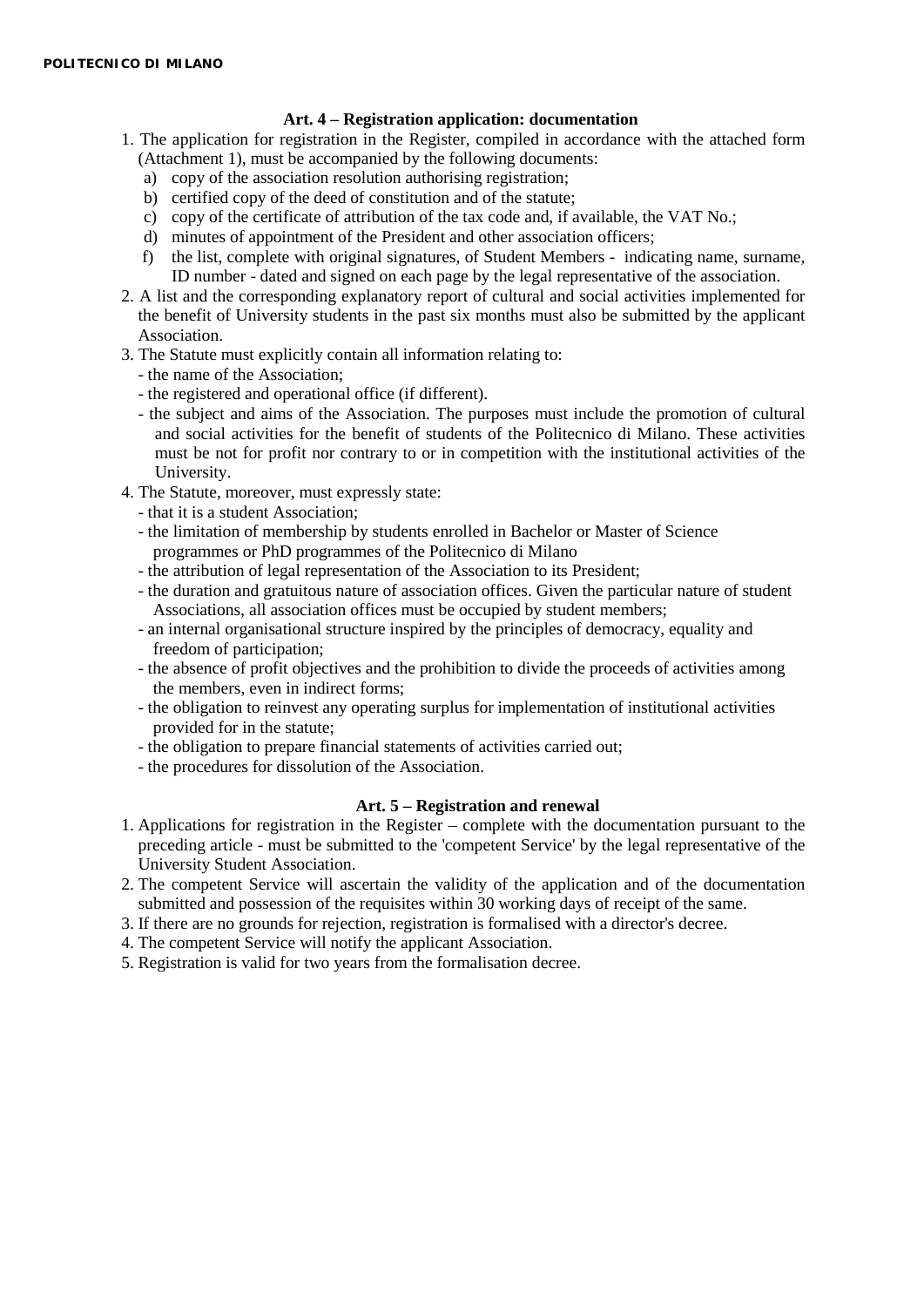### Art. 4 – Registration application: documentation

1. The application for registration in the Register, compiled in accordance with the attached form (Attachment 1), must be accompanied by the following documents:
   a) copy of the association resolution authorising registration;
   b) certified copy of the deed of constitution and of the statute;
   c) copy of the certificate of attribution of the tax code and, if available, the VAT No.;
   d) minutes of appointment of the President and other association officers;
   f) the list, complete with original signatures, of Student Members - indicating name, surname, ID number - dated and signed on each page by the legal representative of the association.
2. A list and the corresponding explanatory report of cultural and social activities implemented for the benefit of University students in the past six months must also be submitted by the applicant Association.
3. The Statute must explicitly contain all information relating to:
   - the name of the Association;
   - the registered and operational office (if different).
   - the subject and aims of the Association. The purposes must include the promotion of cultural and social activities for the benefit of students of the Politecnico di Milano. These activities must be not for profit nor contrary to or in competition with the institutional activities of the University.
4. The Statute, moreover, must expressly state:
   - that it is a student Association;
   - the limitation of membership by students enrolled in Bachelor or Master of Science programmes or PhD programmes of the Politecnico di Milano
   - the attribution of legal representation of the Association to its President;
   - the duration and gratuitous nature of association offices. Given the particular nature of student Associations, all association offices must be occupied by student members;
   - an internal organisational structure inspired by the principles of democracy, equality and freedom of participation;
   - the absence of profit objectives and the prohibition to divide the proceeds of activities among the members, even in indirect forms;
   - the obligation to reinvest any operating surplus for implementation of institutional activities provided for in the statute;
   - the obligation to prepare financial statements of activities carried out;
   - the procedures for dissolution of the Association.

### Art. 5 – Registration and renewal

1. Applications for registration in the Register – complete with the documentation pursuant to the preceding article - must be submitted to the 'competent Service' by the legal representative of the University Student Association.
2. The competent Service will ascertain the validity of the application and of the documentation submitted and possession of the requisites within 30 working days of receipt of the same.
3. If there are no grounds for rejection, registration is formalised with a director's decree.
4. The competent Service will notify the applicant Association.
5. Registration is valid for two years from the formalisation decree.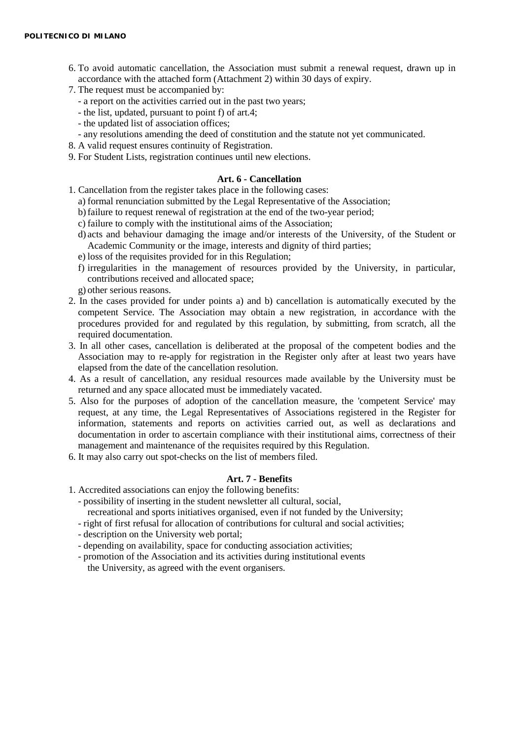6. To avoid automatic cancellation, the Association must submit a renewal request, drawn up in accordance with the attached form (Attachment 2) within 30 days of expiry.
7. The request must be accompanied by:
   - a report on the activities carried out in the past two years;
   - the list, updated, pursuant to point f) of art.4;
   - the updated list of association offices;
   - any resolutions amending the deed of constitution and the statute not yet communicated.
8. A valid request ensures continuity of Registration.
9. For Student Lists, registration continues until new elections.

### Art. 6 - Cancellation

1. Cancellation from the register takes place in the following cases:
   a) formal renunciation submitted by the Legal Representative of the Association;
   b) failure to request renewal of registration at the end of the two-year period;
   c) failure to comply with the institutional aims of the Association;
   d) acts and behaviour damaging the image and/or interests of the University, of the Student or Academic Community or the image, interests and dignity of third parties;
   e) loss of the requisites provided for in this Regulation;
   f) irregularities in the management of resources provided by the University, in particular, contributions received and allocated space;
   g) other serious reasons.
2. In the cases provided for under points a) and b) cancellation is automatically executed by the competent Service. The Association may obtain a new registration, in accordance with the procedures provided for and regulated by this regulation, by submitting, from scratch, all the required documentation.
3. In all other cases, cancellation is deliberated at the proposal of the competent bodies and the Association may to re-apply for registration in the Register only after at least two years have elapsed from the date of the cancellation resolution.
4. As a result of cancellation, any residual resources made available by the University must be returned and any space allocated must be immediately vacated.
5. Also for the purposes of adoption of the cancellation measure, the 'competent Service' may request, at any time, the Legal Representatives of Associations registered in the Register for information, statements and reports on activities carried out, as well as declarations and documentation in order to ascertain compliance with their institutional aims, correctness of their management and maintenance of the requisites required by this Regulation.
6. It may also carry out spot-checks on the list of members filed.

### Art. 7 - Benefits

1. Accredited associations can enjoy the following benefits:
   - possibility of inserting in the student newsletter all cultural, social, recreational and sports initiatives organised, even if not funded by the University;
   - right of first refusal for allocation of contributions for cultural and social activities;
   - description on the University web portal;
   - depending on availability, space for conducting association activities;
   - promotion of the Association and its activities during institutional events the University, as agreed with the event organisers.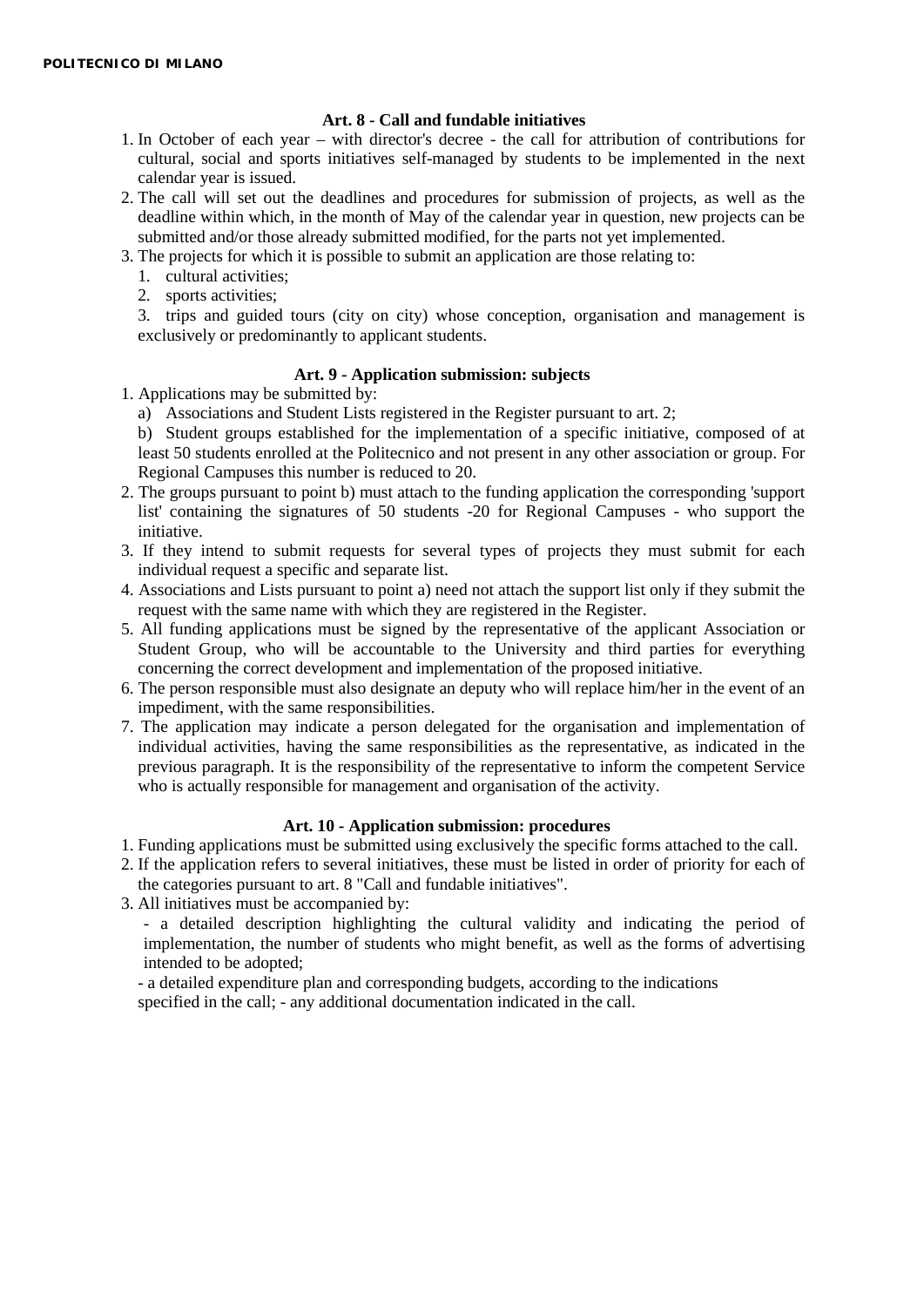### Art. 8 - Call and fundable initiatives

1. In October of each year – with director's decree - the call for attribution of contributions for cultural, social and sports initiatives self-managed by students to be implemented in the next calendar year is issued.
2. The call will set out the deadlines and procedures for submission of projects, as well as the deadline within which, in the month of May of the calendar year in question, new projects can be submitted and/or those already submitted modified, for the parts not yet implemented.
3. The projects for which it is possible to submit an application are those relating to:
   1. cultural activities;
   2. sports activities;
   3. trips and guided tours (city on city) whose conception, organisation and management is exclusively or predominantly to applicant students.

### Art. 9 - Application submission: subjects

1. Applications may be submitted by:

   a) Associations and Student Lists registered in the Register pursuant to art. 2;

   b) Student groups established for the implementation of a specific initiative, composed of at least 50 students enrolled at the Politecnico and not present in any other association or group. For Regional Campuses this number is reduced to 20.
2. The groups pursuant to point b) must attach to the funding application the corresponding 'support list' containing the signatures of 50 students -20 for Regional Campuses - who support the initiative.
3. If they intend to submit requests for several types of projects they must submit for each individual request a specific and separate list.
4. Associations and Lists pursuant to point a) need not attach the support list only if they submit the request with the same name with which they are registered in the Register.
5. All funding applications must be signed by the representative of the applicant Association or Student Group, who will be accountable to the University and third parties for everything concerning the correct development and implementation of the proposed initiative.
6. The person responsible must also designate an deputy who will replace him/her in the event of an impediment, with the same responsibilities.
7. The application may indicate a person delegated for the organisation and implementation of individual activities, having the same responsibilities as the representative, as indicated in the previous paragraph. It is the responsibility of the representative to inform the competent Service who is actually responsible for management and organisation of the activity.

### Art. 10 - Application submission: procedures

1. Funding applications must be submitted using exclusively the specific forms attached to the call.
2. If the application refers to several initiatives, these must be listed in order of priority for each of the categories pursuant to art. 8 "Call and fundable initiatives".
3. All initiatives must be accompanied by:

   - a detailed description highlighting the cultural validity and indicating the period of implementation, the number of students who might benefit, as well as the forms of advertising intended to be adopted;

   - a detailed expenditure plan and corresponding budgets, according to the indications specified in the call; - any additional documentation indicated in the call.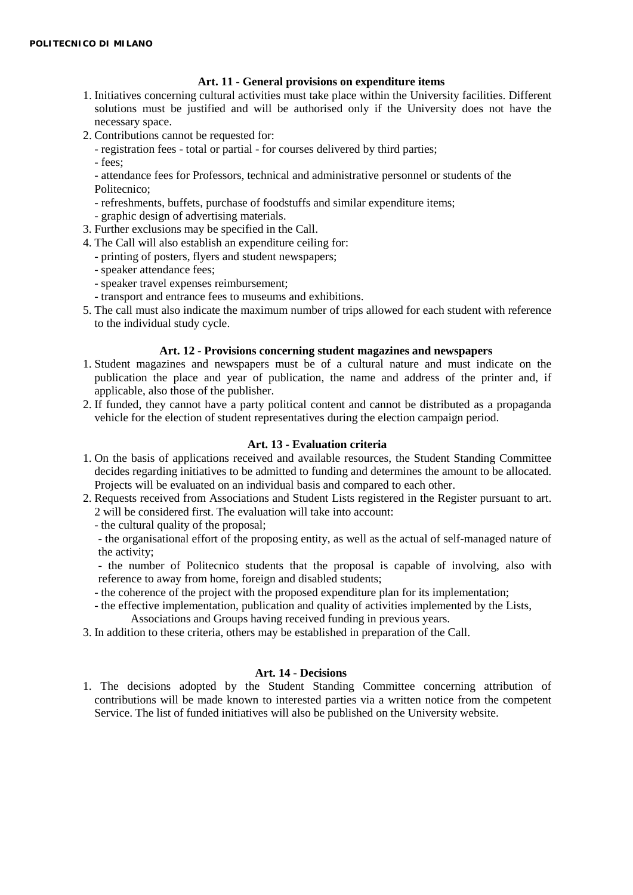### Art. 11 - General provisions on expenditure items

1. Initiatives concerning cultural activities must take place within the University facilities. Different solutions must be justified and will be authorised only if the University does not have the necessary space.
2. Contributions cannot be requested for:
   - registration fees - total or partial - for courses delivered by third parties;
   - fees;
   - attendance fees for Professors, technical and administrative personnel or students of the Politecnico;
   - refreshments, buffets, purchase of foodstuffs and similar expenditure items;
   - graphic design of advertising materials.
3. Further exclusions may be specified in the Call.
4. The Call will also establish an expenditure ceiling for:
   - printing of posters, flyers and student newspapers;
   - speaker attendance fees;
   - speaker travel expenses reimbursement;
   - transport and entrance fees to museums and exhibitions.
5. The call must also indicate the maximum number of trips allowed for each student with reference to the individual study cycle.

### Art. 12 - Provisions concerning student magazines and newspapers

1. Student magazines and newspapers must be of a cultural nature and must indicate on the publication the place and year of publication, the name and address of the printer and, if applicable, also those of the publisher.
2. If funded, they cannot have a party political content and cannot be distributed as a propaganda vehicle for the election of student representatives during the election campaign period.

### Art. 13 - Evaluation criteria

1. On the basis of applications received and available resources, the Student Standing Committee decides regarding initiatives to be admitted to funding and determines the amount to be allocated. Projects will be evaluated on an individual basis and compared to each other.
2. Requests received from Associations and Student Lists registered in the Register pursuant to art. 2 will be considered first. The evaluation will take into account:
   - the cultural quality of the proposal;
   - the organisational effort of the proposing entity, as well as the actual of self-managed nature of the activity;
   - the number of Politecnico students that the proposal is capable of involving, also with reference to away from home, foreign and disabled students;
   - the coherence of the project with the proposed expenditure plan for its implementation;
   - the effective implementation, publication and quality of activities implemented by the Lists, Associations and Groups having received funding in previous years.
3. In addition to these criteria, others may be established in preparation of the Call.

### Art. 14 - Decisions

1. The decisions adopted by the Student Standing Committee concerning attribution of contributions will be made known to interested parties via a written notice from the competent Service. The list of funded initiatives will also be published on the University website.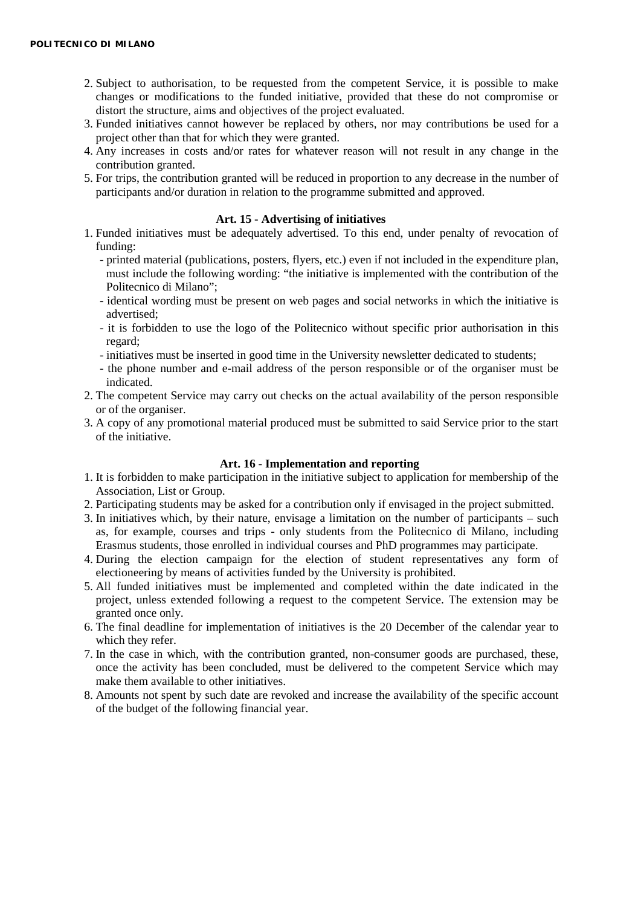2. Subject to authorisation, to be requested from the competent Service, it is possible to make changes or modifications to the funded initiative, provided that these do not compromise or distort the structure, aims and objectives of the project evaluated.
3. Funded initiatives cannot however be replaced by others, nor may contributions be used for a project other than that for which they were granted.
4. Any increases in costs and/or rates for whatever reason will not result in any change in the contribution granted.
5. For trips, the contribution granted will be reduced in proportion to any decrease in the number of participants and/or duration in relation to the programme submitted and approved.

### Art. 15 - Advertising of initiatives

1. Funded initiatives must be adequately advertised. To this end, under penalty of revocation of funding:
   - printed material (publications, posters, flyers, etc.) even if not included in the expenditure plan, must include the following wording: "the initiative is implemented with the contribution of the Politecnico di Milano";
   - identical wording must be present on web pages and social networks in which the initiative is advertised;
   - it is forbidden to use the logo of the Politecnico without specific prior authorisation in this regard;
   - initiatives must be inserted in good time in the University newsletter dedicated to students;
   - the phone number and e-mail address of the person responsible or of the organiser must be indicated.
2. The competent Service may carry out checks on the actual availability of the person responsible or of the organiser.
3. A copy of any promotional material produced must be submitted to said Service prior to the start of the initiative.

### Art. 16 - Implementation and reporting

1. It is forbidden to make participation in the initiative subject to application for membership of the Association, List or Group.
2. Participating students may be asked for a contribution only if envisaged in the project submitted.
3. In initiatives which, by their nature, envisage a limitation on the number of participants – such as, for example, courses and trips - only students from the Politecnico di Milano, including Erasmus students, those enrolled in individual courses and PhD programmes may participate.
4. During the election campaign for the election of student representatives any form of electioneering by means of activities funded by the University is prohibited.
5. All funded initiatives must be implemented and completed within the date indicated in the project, unless extended following a request to the competent Service. The extension may be granted once only.
6. The final deadline for implementation of initiatives is the 20 December of the calendar year to which they refer.
7. In the case in which, with the contribution granted, non-consumer goods are purchased, these, once the activity has been concluded, must be delivered to the competent Service which may make them available to other initiatives.
8. Amounts not spent by such date are revoked and increase the availability of the specific account of the budget of the following financial year.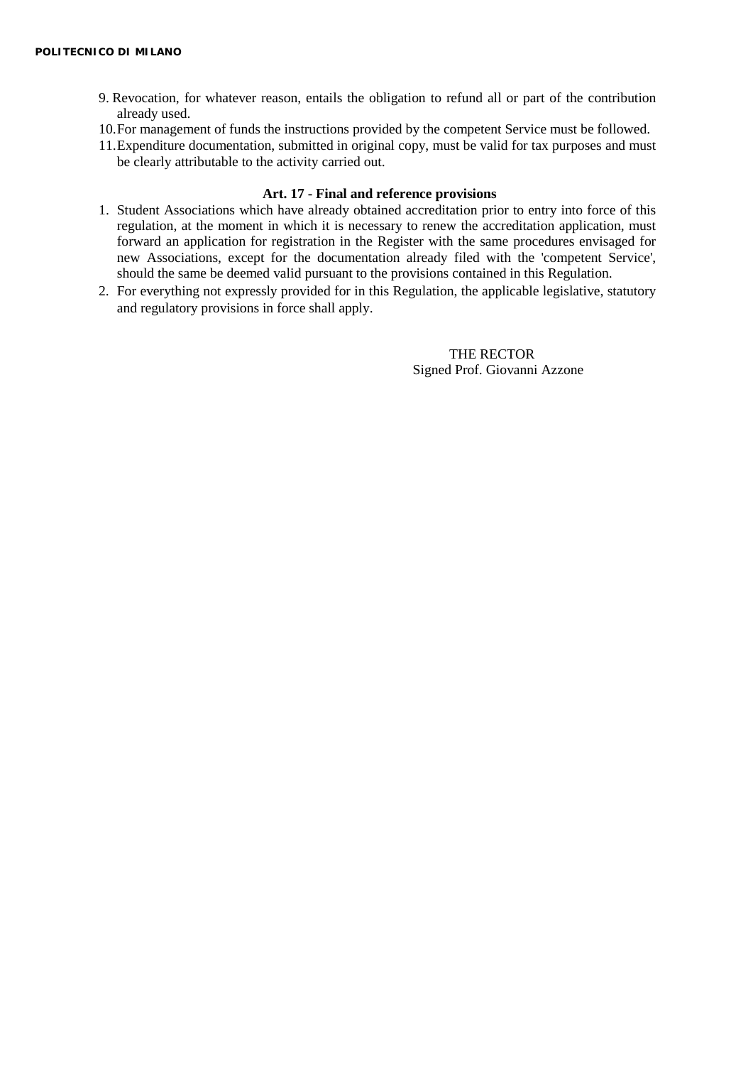9. Revocation, for whatever reason, entails the obligation to refund all or part of the contribution already used.
10. For management of funds the instructions provided by the competent Service must be followed.
11. Expenditure documentation, submitted in original copy, must be valid for tax purposes and must be clearly attributable to the activity carried out.

**Art. 17 - Final and reference provisions**

1. Student Associations which have already obtained accreditation prior to entry into force of this regulation, at the moment in which it is necessary to renew the accreditation application, must forward an application for registration in the Register with the same procedures envisaged for new Associations, except for the documentation already filed with the 'competent Service', should the same be deemed valid pursuant to the provisions contained in this Regulation.
2. For everything not expressly provided for in this Regulation, the applicable legislative, statutory and regulatory provisions in force shall apply.

THE RECTOR
Signed Prof. Giovanni Azzone